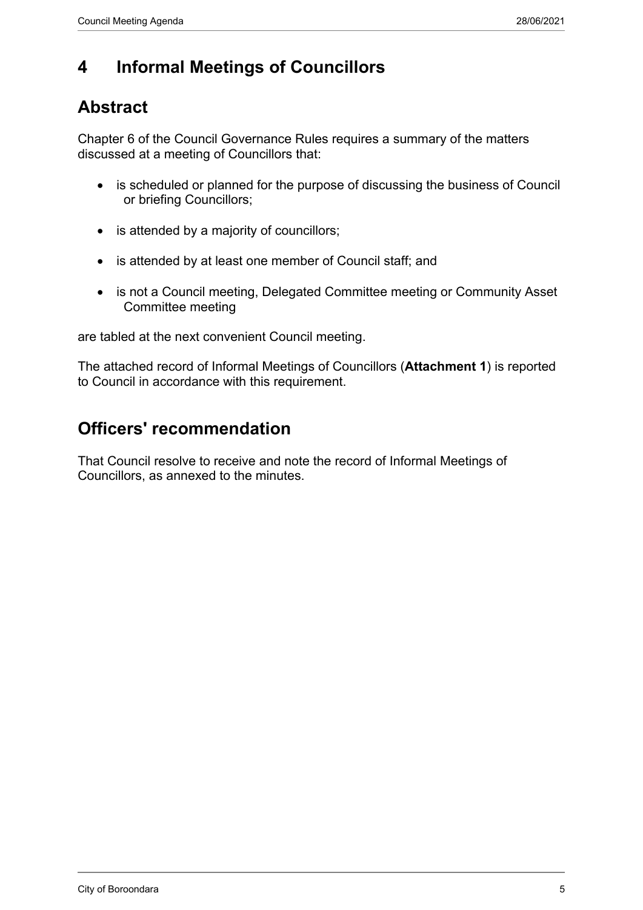# 4 Informal Meetings of Councillors

## Abstract

Chapter 6 of the Council Governance Rules requires a summary of the matters discussed at a meeting of Councillors that:

- is scheduled or planned for the purpose of discussing the business of Council or briefing Councillors;
- is attended by a majority of councillors;
- is attended by at least one member of Council staff; and
- is not a Council meeting, Delegated Committee meeting or Community Asset Committee meeting

are tabled at the next convenient Council meeting.

The attached record of Informal Meetings of Councillors (**Attachment 1**) is reported to Council in accordance with this requirement.

## Officers' recommendation

That Council resolve to receive and note the record of Informal Meetings of Councillors, as annexed to the minutes.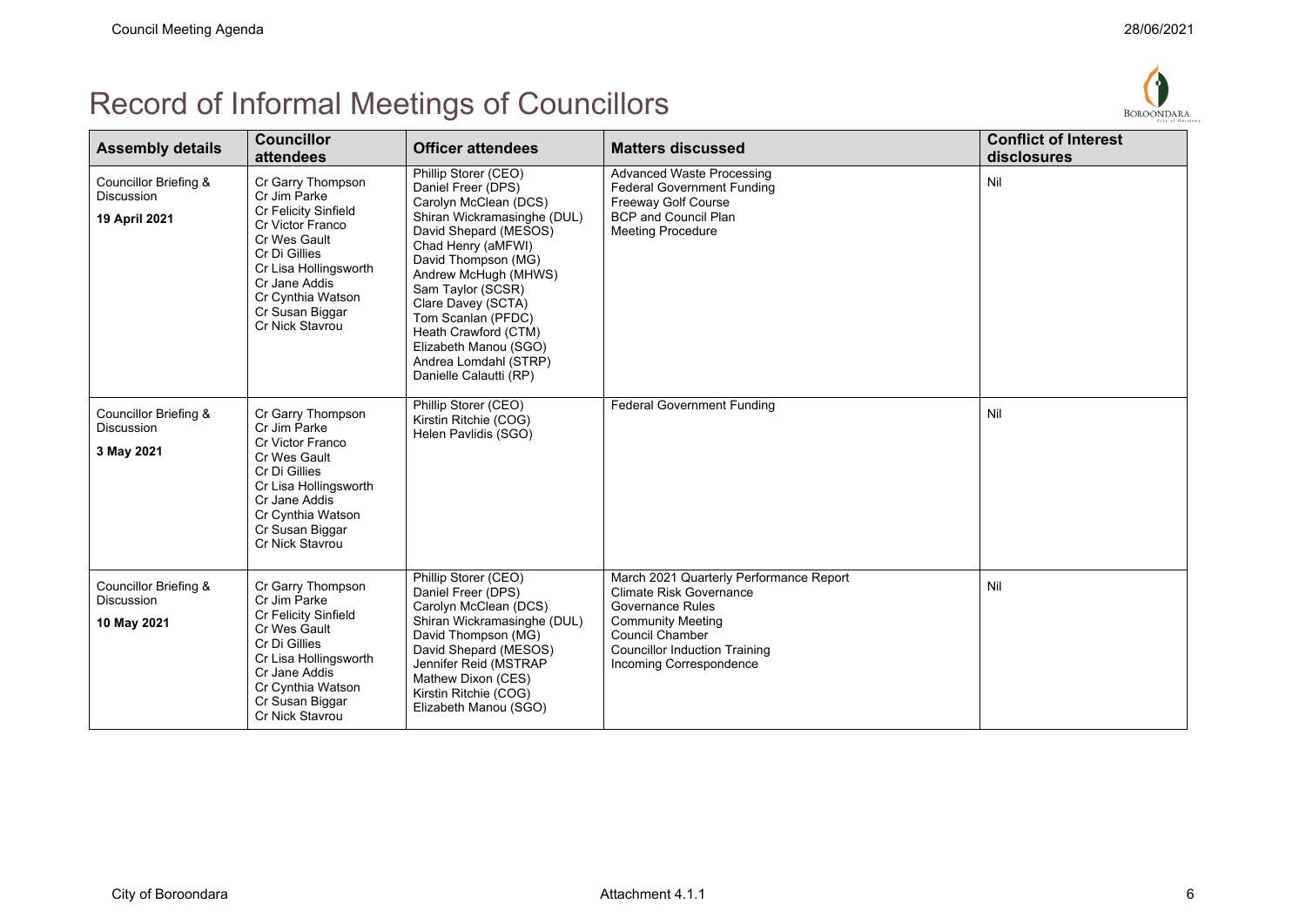# Record of Informal Meetings of Councillors

| Assembly details | Councillor attendees | Officer attendees | Matters discussed | Conflict of Interest disclosures |
|---|---|---|---|---|
| Councillor Briefing & Discussion<br><br>**19 April 2021** | Cr Garry Thompson<br>Cr Jim Parke<br>Cr Felicity Sinfield<br>Cr Victor Franco<br>Cr Wes Gault<br>Cr Di Gillies<br>Cr Lisa Hollingsworth<br>Cr Jane Addis<br>Cr Cynthia Watson<br>Cr Susan Biggar<br>Cr Nick Stavrou | Phillip Storer (CEO)<br>Daniel Freer (DPS)<br>Carolyn McClean (DCS)<br>Shiran Wickramasinghe (DUL)<br>David Shepard (MESOS)<br>Chad Henry (aMFWI)<br>David Thompson (MG)<br>Andrew McHugh (MHWS)<br>Sam Taylor (SCSR)<br>Clare Davey (SCTA)<br>Tom Scanlan (PFDC)<br>Heath Crawford (CTM)<br>Elizabeth Manou (SGO)<br>Andrea Lomdahl (STRP)<br>Danielle Calautti (RP) | Advanced Waste Processing<br>Federal Government Funding<br>Freeway Golf Course<br>BCP and Council Plan<br>Meeting Procedure | Nil |
| Councillor Briefing & Discussion<br><br>**3 May 2021** | Cr Garry Thompson<br>Cr Jim Parke<br>Cr Victor Franco<br>Cr Wes Gault<br>Cr Di Gillies<br>Cr Lisa Hollingsworth<br>Cr Jane Addis<br>Cr Cynthia Watson<br>Cr Susan Biggar<br>Cr Nick Stavrou | Phillip Storer (CEO)<br>Kirstin Ritchie (COG)<br>Helen Pavlidis (SGO) | Federal Government Funding | Nil |
| Councillor Briefing & Discussion<br><br>**10 May 2021** | Cr Garry Thompson<br>Cr Jim Parke<br>Cr Felicity Sinfield<br>Cr Wes Gault<br>Cr Di Gillies<br>Cr Lisa Hollingsworth<br>Cr Jane Addis<br>Cr Cynthia Watson<br>Cr Susan Biggar<br>Cr Nick Stavrou | Phillip Storer (CEO)<br>Daniel Freer (DPS)<br>Carolyn McClean (DCS)<br>Shiran Wickramasinghe (DUL)<br>David Thompson (MG)<br>David Shepard (MESOS)<br>Jennifer Reid (MSTRAP<br>Mathew Dixon (CES)<br>Kirstin Ritchie (COG)<br>Elizabeth Manou (SGO) | March 2021 Quarterly Performance Report<br>Climate Risk Governance<br>Governance Rules<br>Community Meeting<br>Council Chamber<br>Councillor Induction Training<br>Incoming Correspondence | Nil |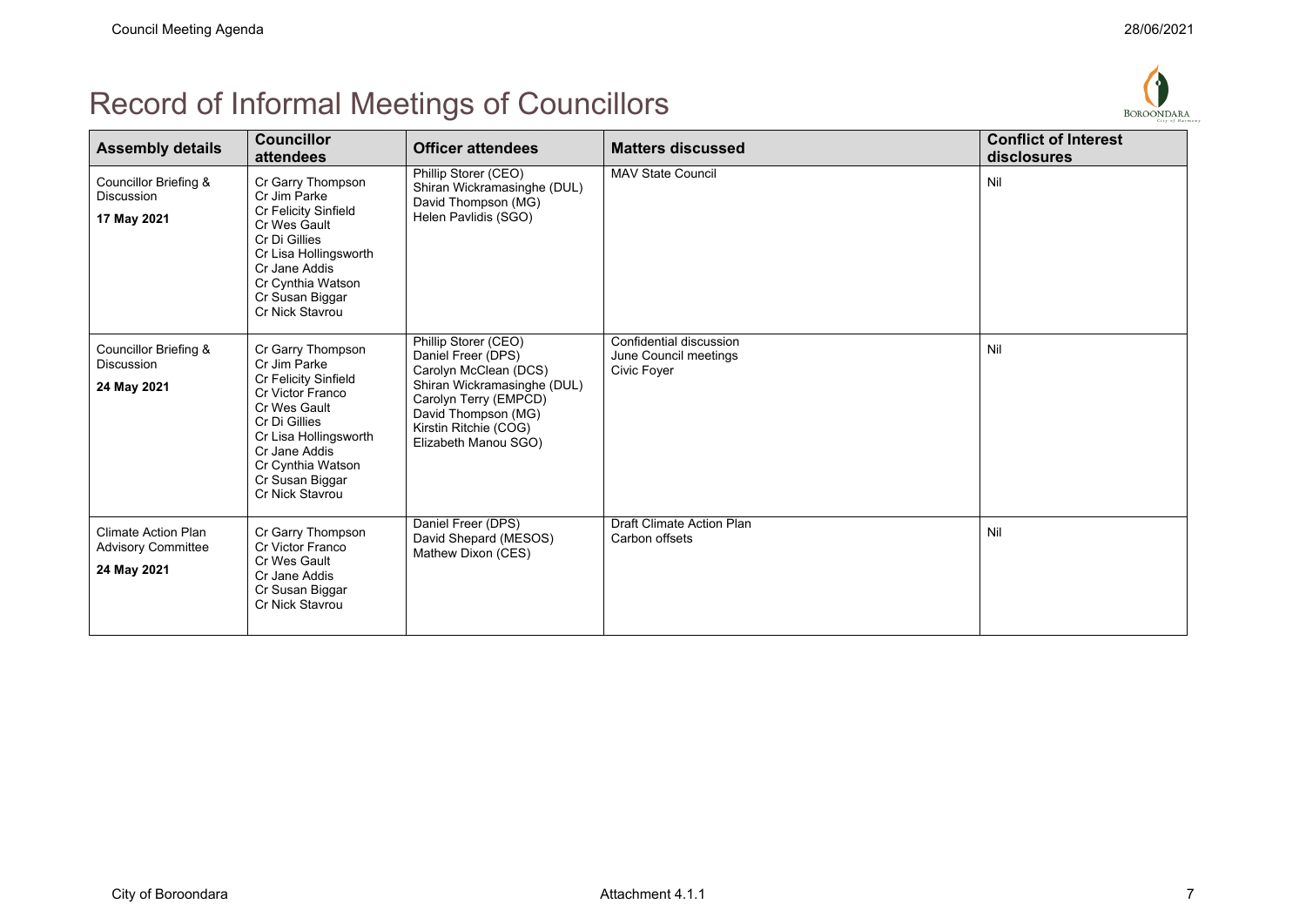# Record of Informal Meetings of Councillors

| Assembly details | Councillor attendees | Officer attendees | Matters discussed | Conflict of Interest disclosures |
|---|---|---|---|---|
| Councillor Briefing & Discussion<br>**17 May 2021** | Cr Garry Thompson<br>Cr Jim Parke<br>Cr Felicity Sinfield<br>Cr Wes Gault<br>Cr Di Gillies<br>Cr Lisa Hollingsworth<br>Cr Jane Addis<br>Cr Cynthia Watson<br>Cr Susan Biggar<br>Cr Nick Stavrou | Phillip Storer (CEO)<br>Shiran Wickramasinghe (DUL)<br>David Thompson (MG)<br>Helen Pavlidis (SGO) | MAV State Council | Nil |
| Councillor Briefing & Discussion<br>**24 May 2021** | Cr Garry Thompson<br>Cr Jim Parke<br>Cr Felicity Sinfield<br>Cr Victor Franco<br>Cr Wes Gault<br>Cr Di Gillies<br>Cr Lisa Hollingsworth<br>Cr Jane Addis<br>Cr Cynthia Watson<br>Cr Susan Biggar<br>Cr Nick Stavrou | Phillip Storer (CEO)<br>Daniel Freer (DPS)<br>Carolyn McClean (DCS)<br>Shiran Wickramasinghe (DUL)<br>Carolyn Terry (EMPCD)<br>David Thompson (MG)<br>Kirstin Ritchie (COG)<br>Elizabeth Manou SGO) | Confidential discussion<br>June Council meetings<br>Civic Foyer | Nil |
| Climate Action Plan Advisory Committee<br>**24 May 2021** | Cr Garry Thompson<br>Cr Victor Franco<br>Cr Wes Gault<br>Cr Jane Addis<br>Cr Susan Biggar<br>Cr Nick Stavrou | Daniel Freer (DPS)<br>David Shepard (MESOS)<br>Mathew Dixon (CES) | Draft Climate Action Plan<br>Carbon offsets | Nil |